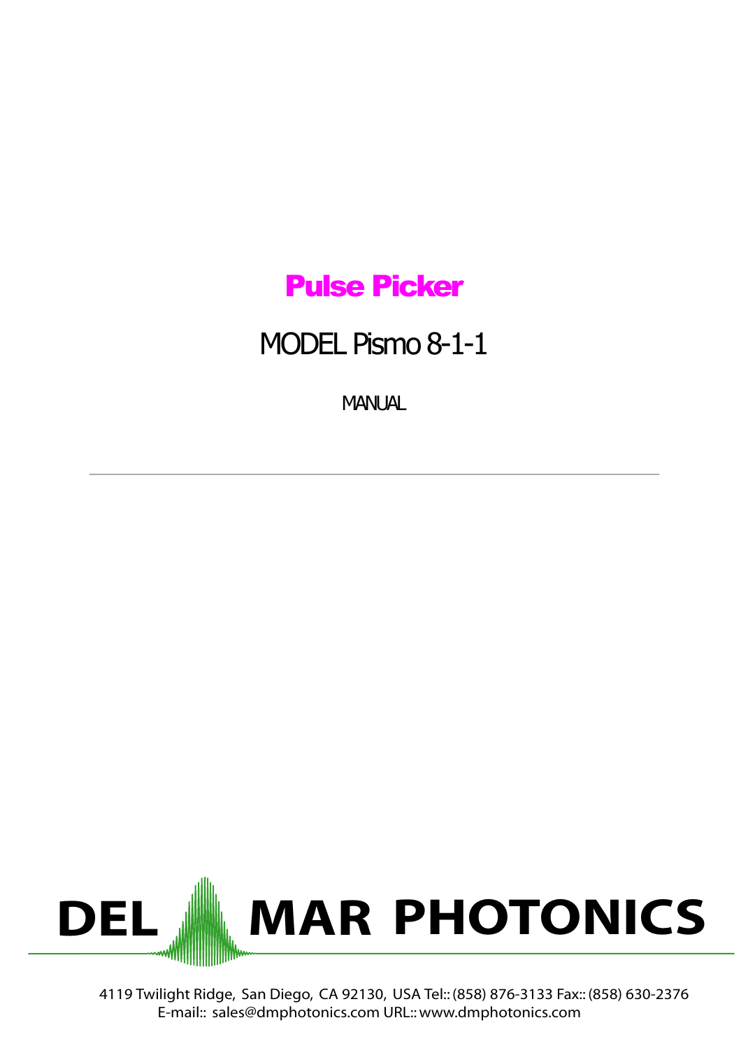# Pulse Picker

## MODEL Pismo 8-1-1

MANUAL

---

DEL MAR PHOTONICS

4119 Twilight Ridge, San Diego, CA 92130, USA Tel:: (858) 876-3133 Fax:: (858) 630-2376
E-mail:: sales@dmphotonics.com URL:: www.dmphotonics.com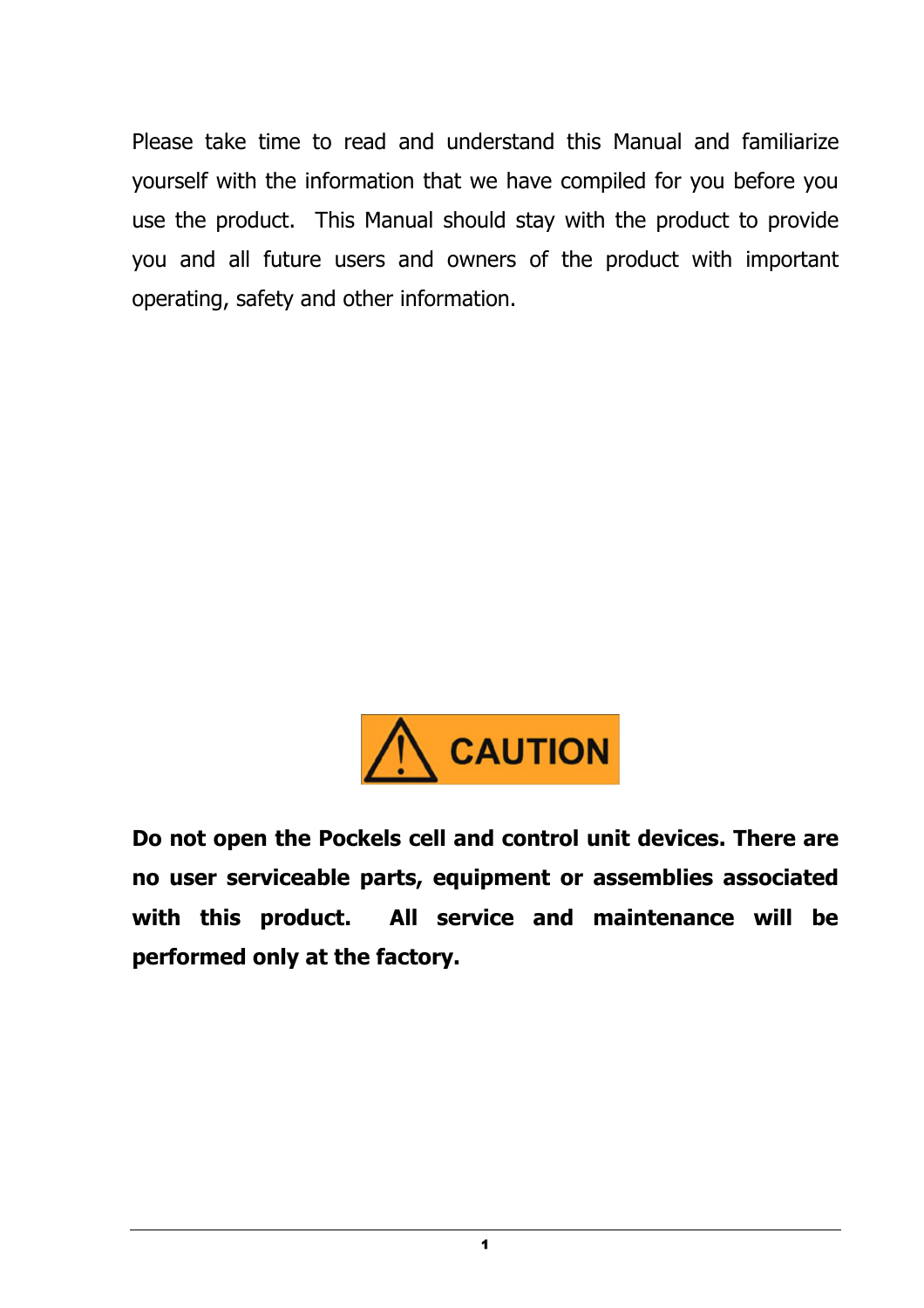Please take time to read and understand this Manual and familiarize yourself with the information that we have compiled for you before you use the product. This Manual should stay with the product to provide you and all future users and owners of the product with important operating, safety and other information.

**CAUTION**

**Do not open the Pockels cell and control unit devices. There are no user serviceable parts, equipment or assemblies associated with this product. All service and maintenance will be performed only at the factory.**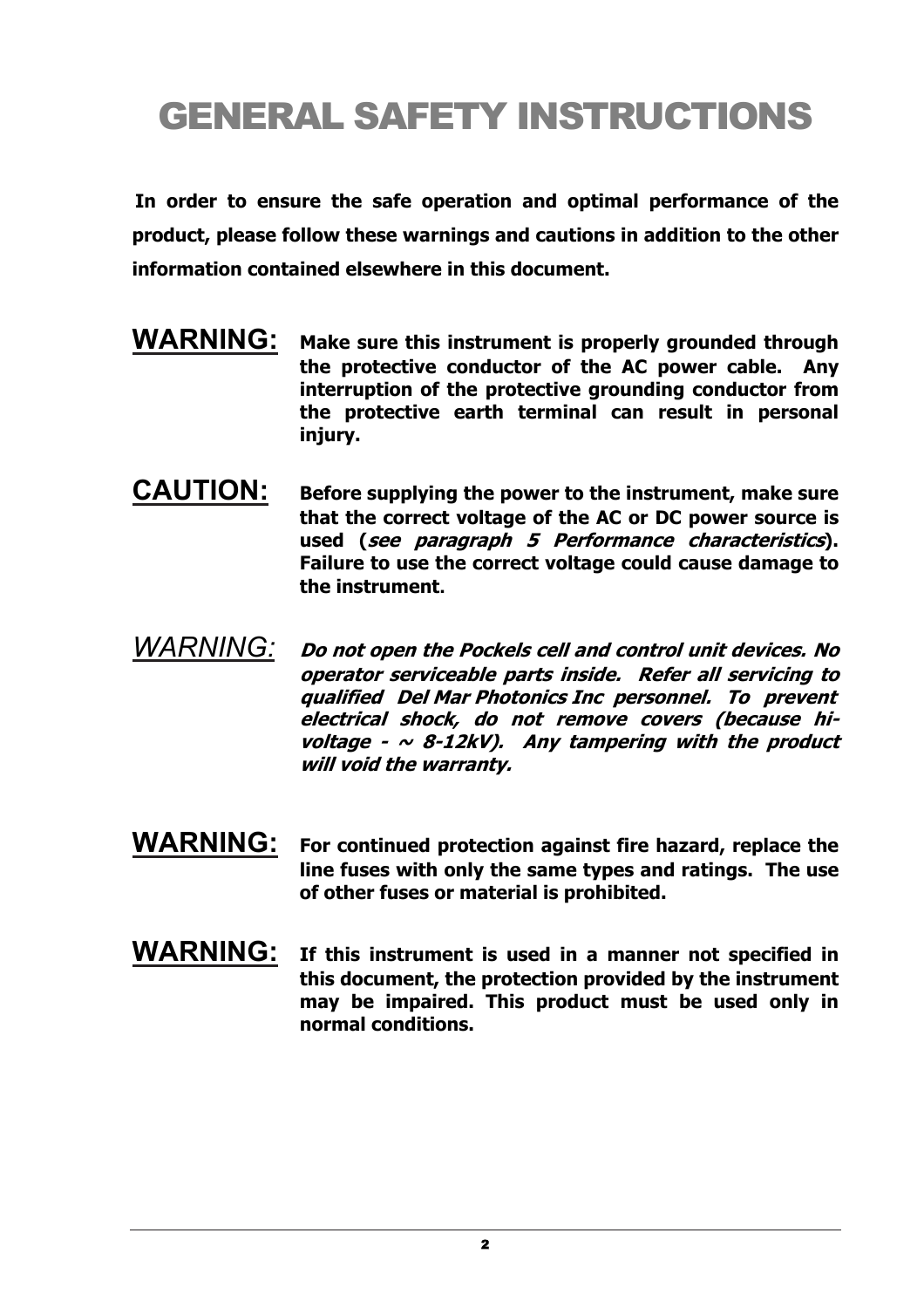# GENERAL SAFETY INSTRUCTIONS

**In order to ensure the safe operation and optimal performance of the product, please follow these warnings and cautions in addition to the other information contained elsewhere in this document.**

**WARNING:** **Make sure this instrument is properly grounded through the protective conductor of the AC power cable. Any interruption of the protective grounding conductor from the protective earth terminal can result in personal injury.**

**CAUTION:** **Before supplying the power to the instrument, make sure that the correct voltage of the AC or DC power source is used (*see paragraph 5 Performance characteristics*). Failure to use the correct voltage could cause damage to the instrument.**

*WARNING:* ***Do not open the Pockels cell and control unit devices. No operator serviceable parts inside. Refer all servicing to qualified Del Mar Photonics Inc personnel. To prevent electrical shock, do not remove covers (because hi-voltage - ~ 8-12kV). Any tampering with the product will void the warranty.***

**WARNING:** **For continued protection against fire hazard, replace the line fuses with only the same types and ratings. The use of other fuses or material is prohibited.**

**WARNING:** **If this instrument is used in a manner not specified in this document, the protection provided by the instrument may be impaired. This product must be used only in normal conditions.**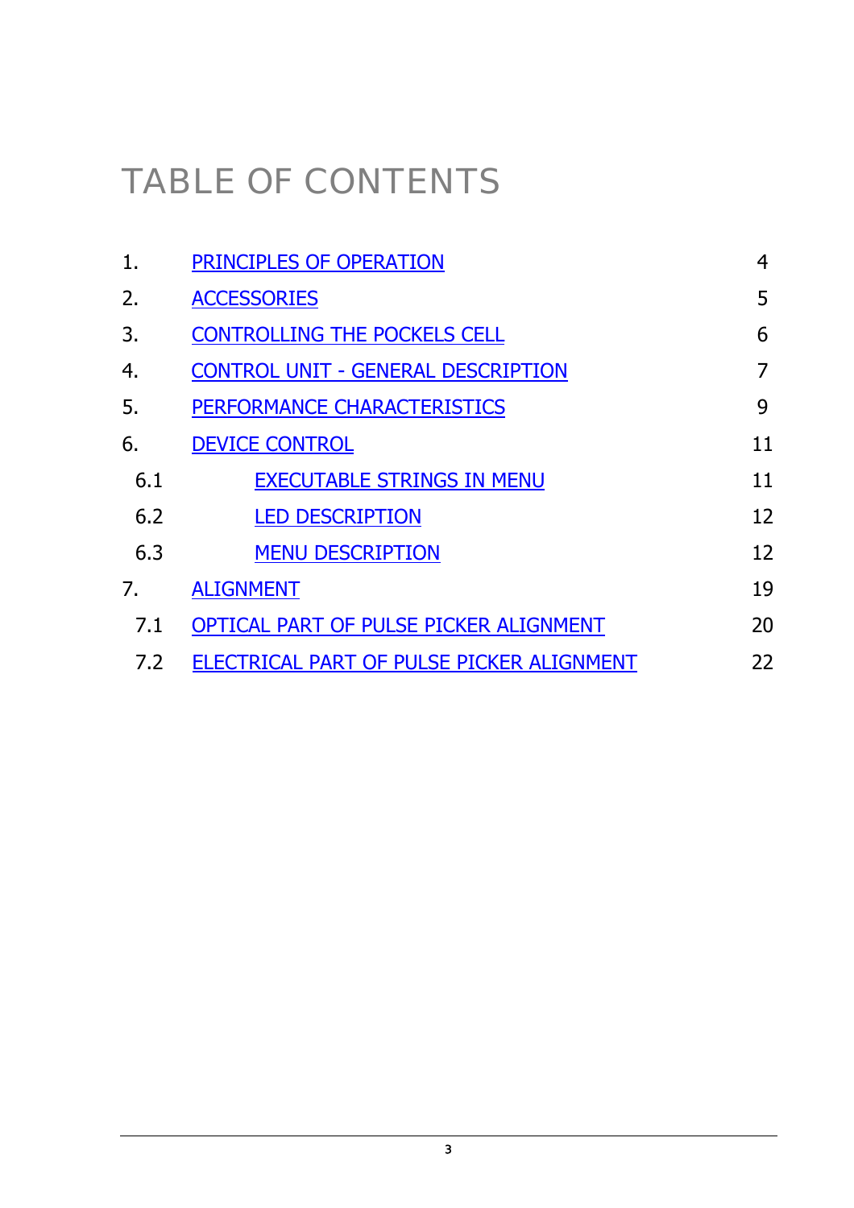# TABLE OF CONTENTS

| | | |
|---|---|---|
| 1. | PRINCIPLES OF OPERATION | 4 |
| 2. | ACCESSORIES | 5 |
| 3. | CONTROLLING THE POCKELS CELL | 6 |
| 4. | CONTROL UNIT - GENERAL DESCRIPTION | 7 |
| 5. | PERFORMANCE CHARACTERISTICS | 9 |
| 6. | DEVICE CONTROL | 11 |
| 6.1 | EXECUTABLE STRINGS IN MENU | 11 |
| 6.2 | LED DESCRIPTION | 12 |
| 6.3 | MENU DESCRIPTION | 12 |
| 7. | ALIGNMENT | 19 |
| 7.1 | OPTICAL PART OF PULSE PICKER ALIGNMENT | 20 |
| 7.2 | ELECTRICAL PART OF PULSE PICKER ALIGNMENT | 22 |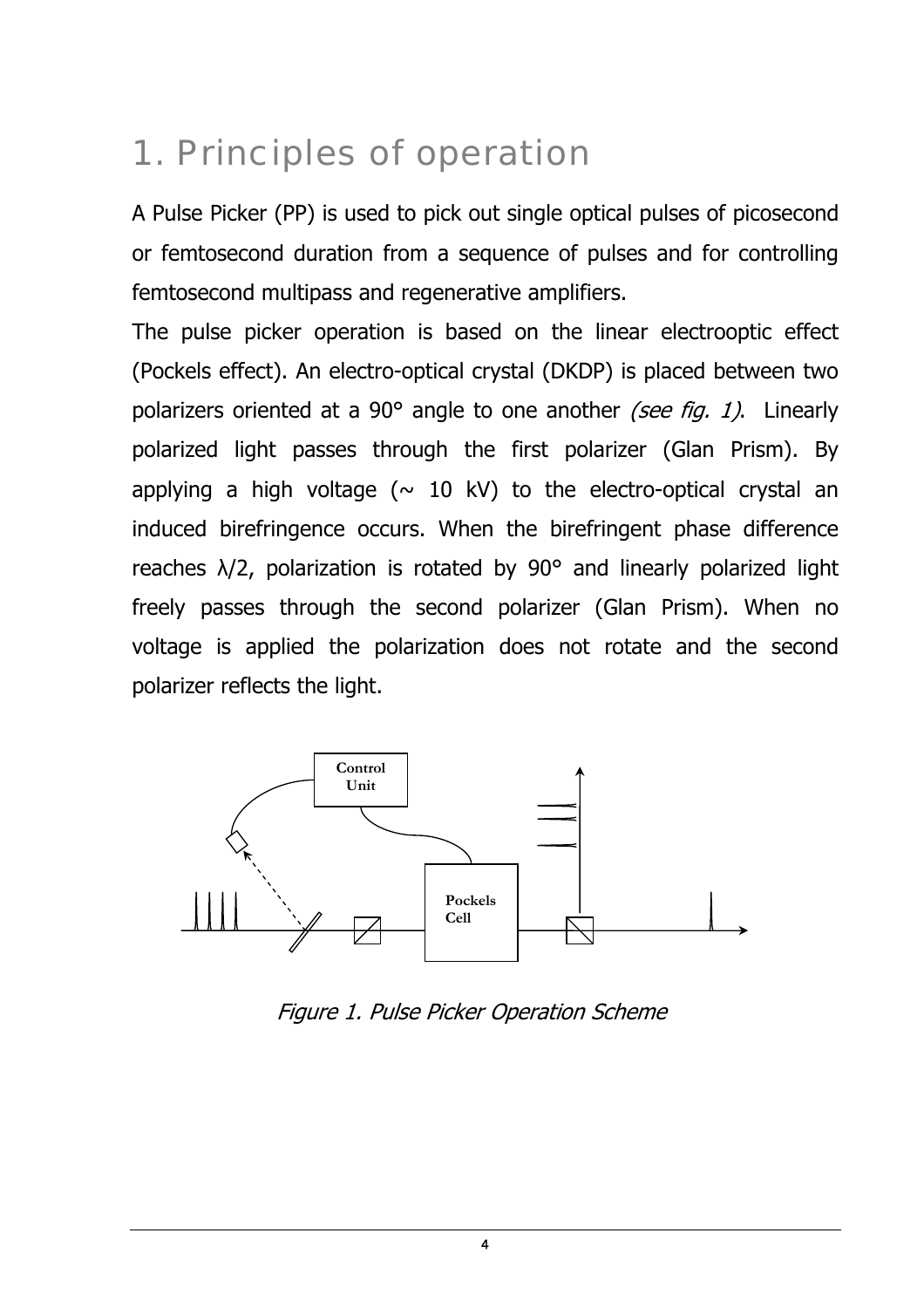# 1. Principles of operation

A Pulse Picker (PP) is used to pick out single optical pulses of picosecond or femtosecond duration from a sequence of pulses and for controlling femtosecond multipass and regenerative amplifiers.

The pulse picker operation is based on the linear electrooptic effect (Pockels effect). An electro-optical crystal (DKDP) is placed between two polarizers oriented at a 90° angle to one another *(see fig. 1)*. Linearly polarized light passes through the first polarizer (Glan Prism). By applying a high voltage (~ 10 kV) to the electro-optical crystal an induced birefringence occurs. When the birefringent phase difference reaches λ/2, polarization is rotated by 90° and linearly polarized light freely passes through the second polarizer (Glan Prism). When no voltage is applied the polarization does not rotate and the second polarizer reflects the light.

Control Unit

Pockels Cell

*Figure 1. Pulse Picker Operation Scheme*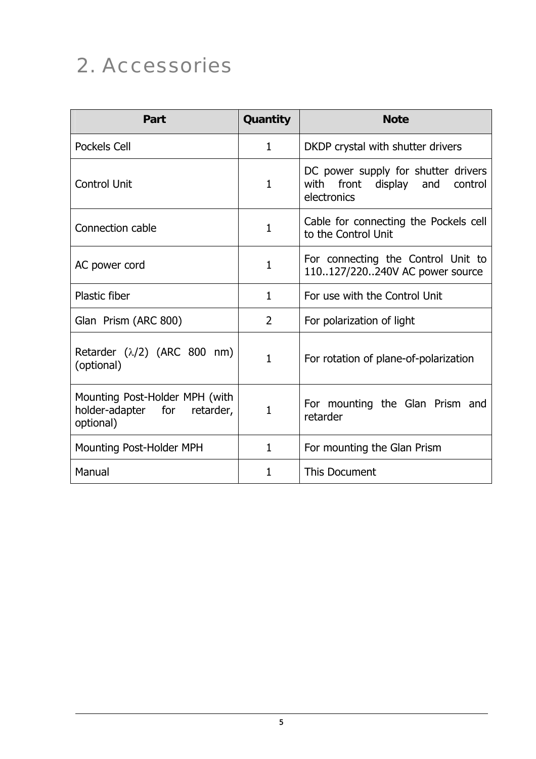# 2. Accessories

| Part | Quantity | Note |
|---|---|---|
| Pockels Cell | 1 | DKDP crystal with shutter drivers |
| Control Unit | 1 | DC power supply for shutter drivers with front display and control electronics |
| Connection cable | 1 | Cable for connecting the Pockels cell to the Control Unit |
| AC power cord | 1 | For connecting the Control Unit to 110..127/220..240V AC power source |
| Plastic fiber | 1 | For use with the Control Unit |
| Glan Prism (ARC 800) | 2 | For polarization of light |
| Retarder ($\lambda/2$) (ARC 800 nm) (optional) | 1 | For rotation of plane-of-polarization |
| Mounting Post-Holder MPH (with holder-adapter for retarder, optional) | 1 | For mounting the Glan Prism and retarder |
| Mounting Post-Holder MPH | 1 | For mounting the Glan Prism |
| Manual | 1 | This Document |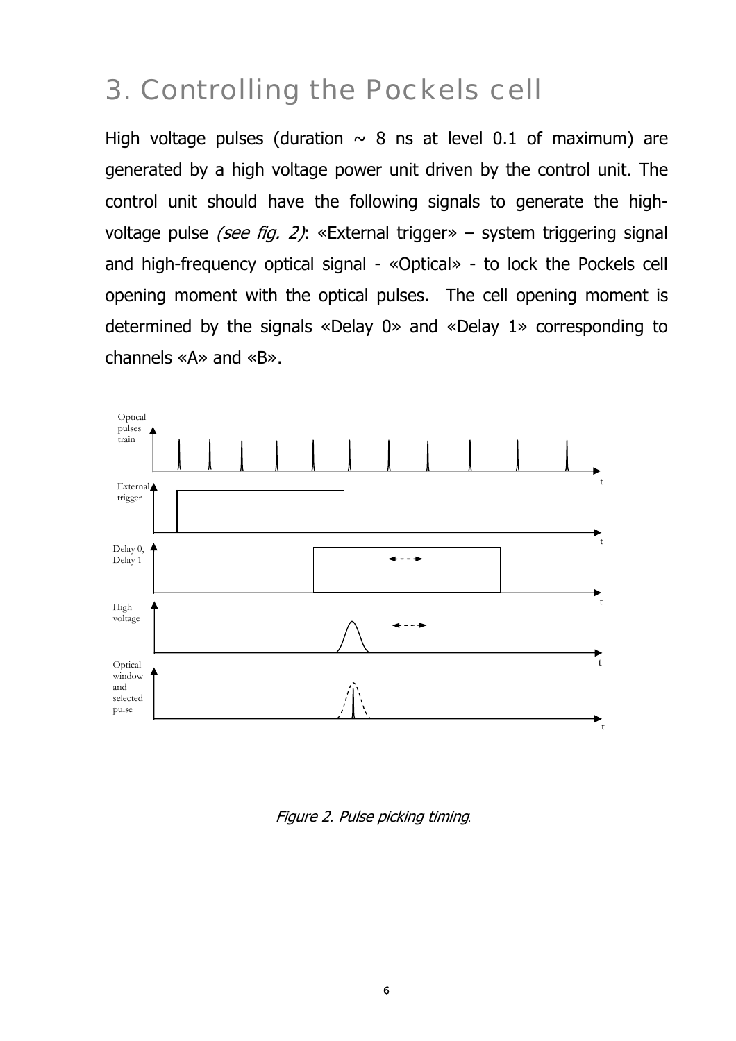# 3. Controlling the Pockels cell

High voltage pulses (duration ~ 8 ns at level 0.1 of maximum) are generated by a high voltage power unit driven by the control unit. The control unit should have the following signals to generate the high-voltage pulse *(see fig. 2)*: «External trigger» – system triggering signal and high-frequency optical signal - «Optical» - to lock the Pockels cell opening moment with the optical pulses. The cell opening moment is determined by the signals «Delay 0» and «Delay 1» corresponding to channels «A» and «B».

*Figure 2. Pulse picking timing.*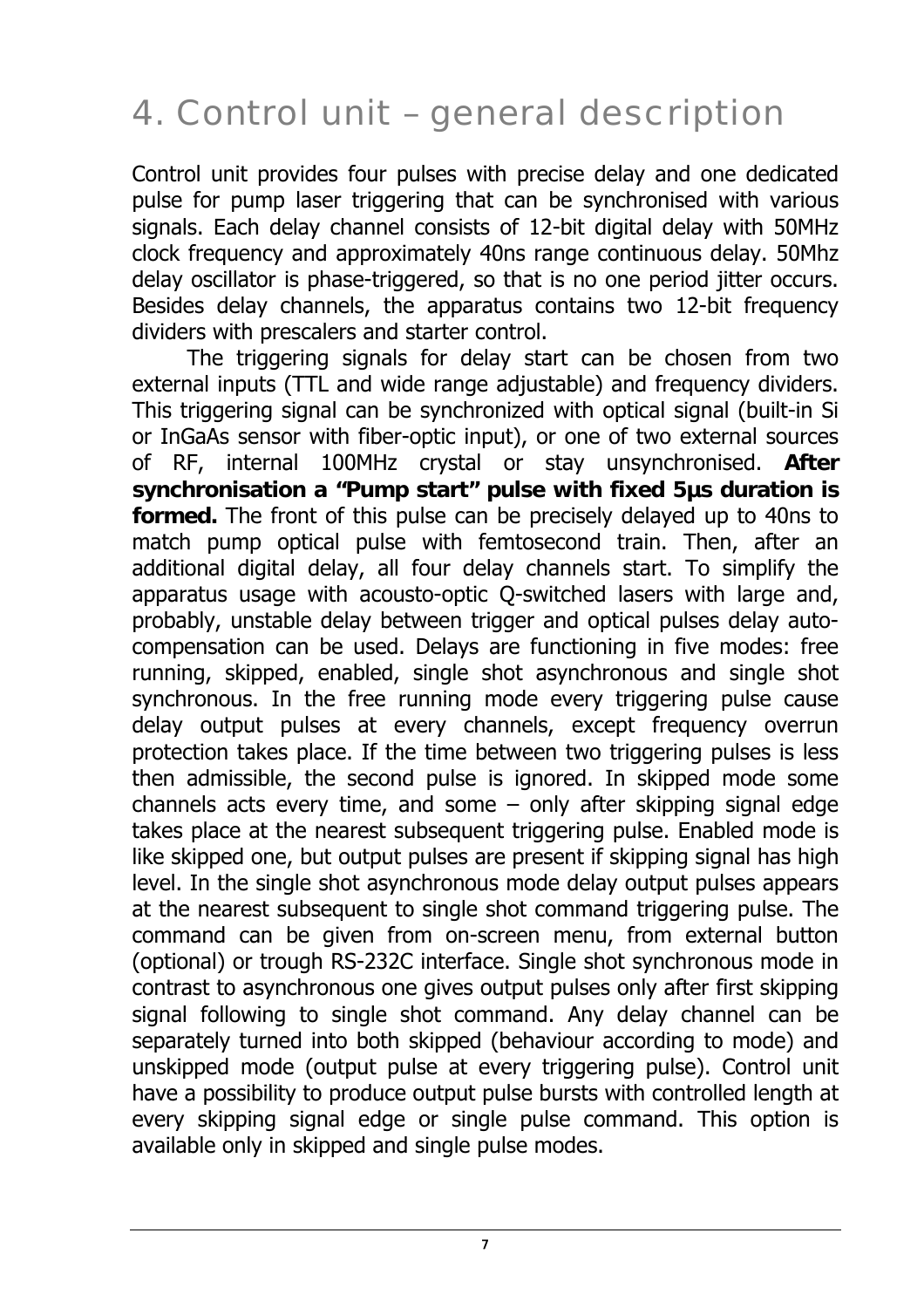# 4. Control unit – general description

Control unit provides four pulses with precise delay and one dedicated pulse for pump laser triggering that can be synchronised with various signals. Each delay channel consists of 12-bit digital delay with 50MHz clock frequency and approximately 40ns range continuous delay. 50Mhz delay oscillator is phase-triggered, so that is no one period jitter occurs. Besides delay channels, the apparatus contains two 12-bit frequency dividers with prescalers and starter control.

The triggering signals for delay start can be chosen from two external inputs (TTL and wide range adjustable) and frequency dividers. This triggering signal can be synchronized with optical signal (built-in Si or InGaAs sensor with fiber-optic input), or one of two external sources of RF, internal 100MHz crystal or stay unsynchronised. **After synchronisation a "Pump start" pulse with fixed 5µs duration is formed.** The front of this pulse can be precisely delayed up to 40ns to match pump optical pulse with femtosecond train. Then, after an additional digital delay, all four delay channels start. To simplify the apparatus usage with acousto-optic Q-switched lasers with large and, probably, unstable delay between trigger and optical pulses delay auto-compensation can be used. Delays are functioning in five modes: free running, skipped, enabled, single shot asynchronous and single shot synchronous. In the free running mode every triggering pulse cause delay output pulses at every channels, except frequency overrun protection takes place. If the time between two triggering pulses is less then admissible, the second pulse is ignored. In skipped mode some channels acts every time, and some – only after skipping signal edge takes place at the nearest subsequent triggering pulse. Enabled mode is like skipped one, but output pulses are present if skipping signal has high level. In the single shot asynchronous mode delay output pulses appears at the nearest subsequent to single shot command triggering pulse. The command can be given from on-screen menu, from external button (optional) or trough RS-232C interface. Single shot synchronous mode in contrast to asynchronous one gives output pulses only after first skipping signal following to single shot command. Any delay channel can be separately turned into both skipped (behaviour according to mode) and unskipped mode (output pulse at every triggering pulse). Control unit have a possibility to produce output pulse bursts with controlled length at every skipping signal edge or single pulse command. This option is available only in skipped and single pulse modes.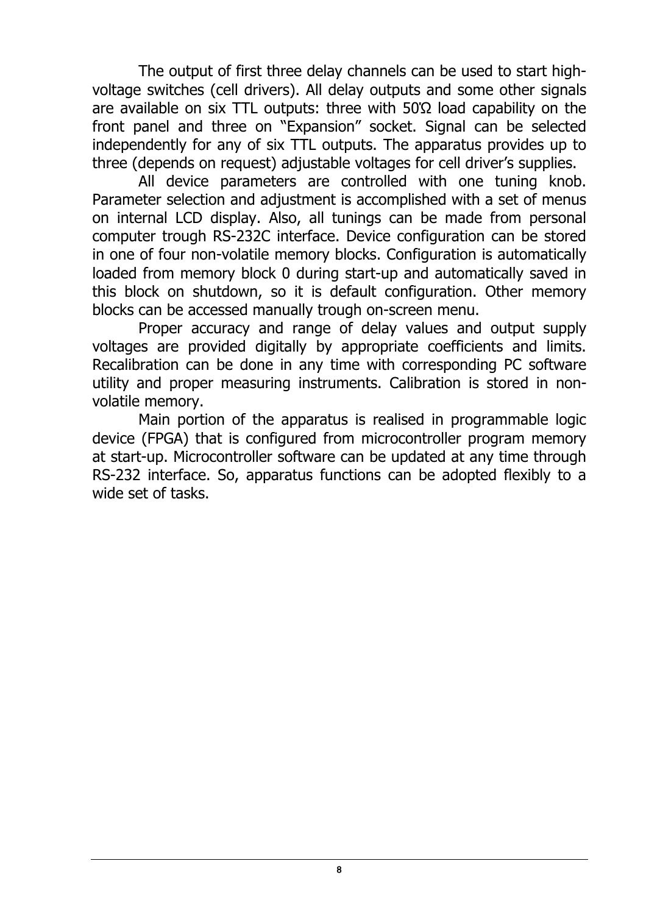The output of first three delay channels can be used to start high-voltage switches (cell drivers). All delay outputs and some other signals are available on six TTL outputs: three with 50Ω load capability on the front panel and three on "Expansion" socket. Signal can be selected independently for any of six TTL outputs. The apparatus provides up to three (depends on request) adjustable voltages for cell driver's supplies.

All device parameters are controlled with one tuning knob. Parameter selection and adjustment is accomplished with a set of menus on internal LCD display. Also, all tunings can be made from personal computer trough RS-232C interface. Device configuration can be stored in one of four non-volatile memory blocks. Configuration is automatically loaded from memory block 0 during start-up and automatically saved in this block on shutdown, so it is default configuration. Other memory blocks can be accessed manually trough on-screen menu.

Proper accuracy and range of delay values and output supply voltages are provided digitally by appropriate coefficients and limits. Recalibration can be done in any time with corresponding PC software utility and proper measuring instruments. Calibration is stored in non-volatile memory.

Main portion of the apparatus is realised in programmable logic device (FPGA) that is configured from microcontroller program memory at start-up. Microcontroller software can be updated at any time through RS-232 interface. So, apparatus functions can be adopted flexibly to a wide set of tasks.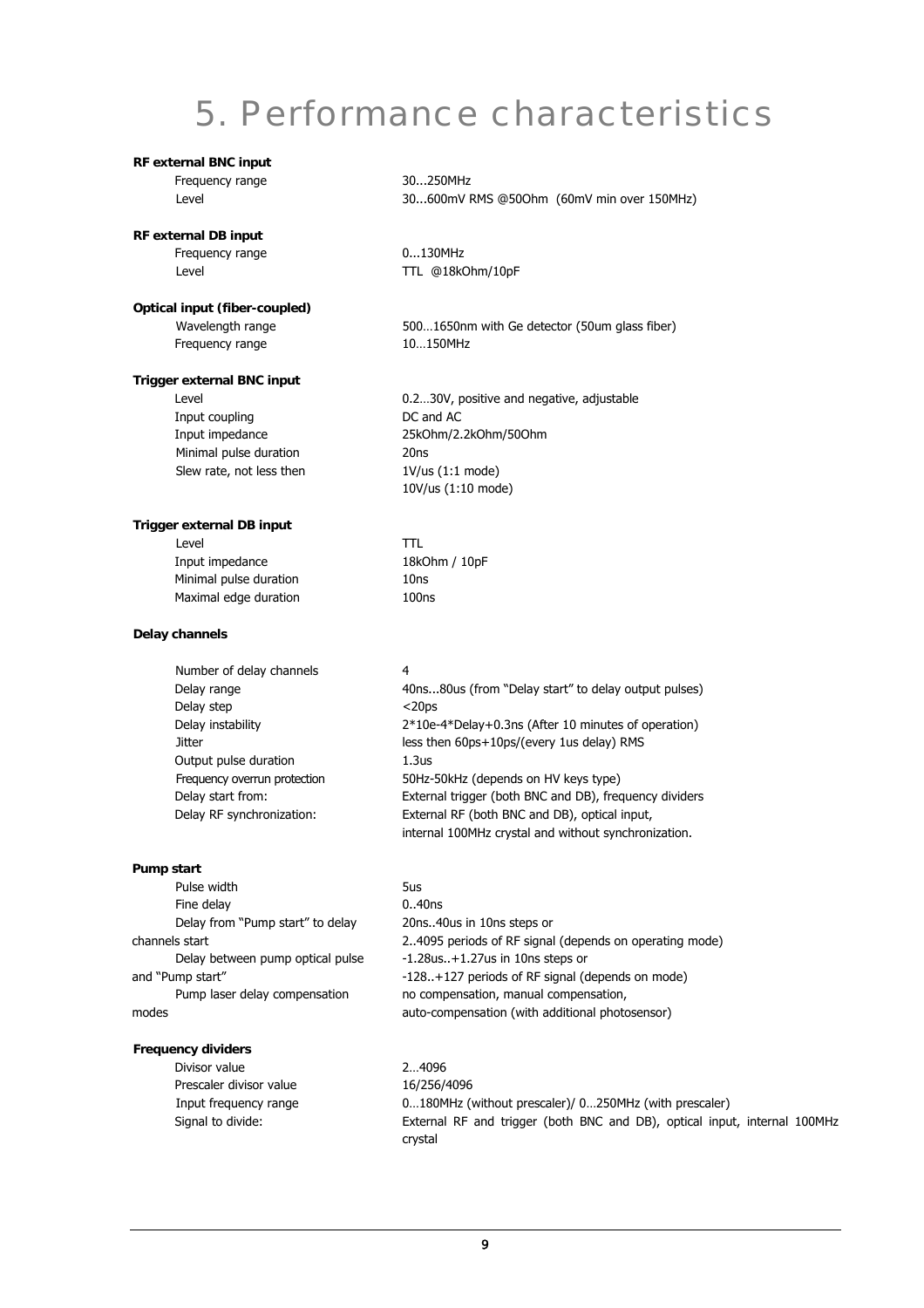# 5. Performance characteristics

**RF external BNC input**

| | |
|---|---|
| Frequency range | 30...250MHz |
| Level | 30...600mV RMS @50Ohm (60mV min over 150MHz) |

**RF external DB input**

| | |
|---|---|
| Frequency range | 0...130MHz |
| Level | TTL @18kOhm/10pF |

**Optical input (fiber-coupled)**

| | |
|---|---|
| Wavelength range | 500…1650nm with Ge detector (50um glass fiber) |
| Frequency range | 10…150MHz |

**Trigger external BNC input**

| | |
|---|---|
| Level | 0.2…30V, positive and negative, adjustable |
| Input coupling | DC and AC |
| Input impedance | 25kOhm/2.2kOhm/50Ohm |
| Minimal pulse duration | 20ns |
| Slew rate, not less then | 1V/us (1:1 mode)<br>10V/us (1:10 mode) |

**Trigger external DB input**

| | |
|---|---|
| Level | TTL |
| Input impedance | 18kOhm / 10pF |
| Minimal pulse duration | 10ns |
| Maximal edge duration | 100ns |

**Delay channels**

| | |
|---|---|
| Number of delay channels | 4 |
| Delay range | 40ns...80us (from "Delay start" to delay output pulses) |
| Delay step | <20ps |
| Delay instability | 2*10e-4*Delay+0.3ns (After 10 minutes of operation) |
| Jitter | less then 60ps+10ps/(every 1us delay) RMS |
| Output pulse duration | 1.3us |
| Frequency overrun protection | 50Hz-50kHz (depends on HV keys type) |
| Delay start from: | External trigger (both BNC and DB), frequency dividers |
| Delay RF synchronization: | External RF (both BNC and DB), optical input, internal 100MHz crystal and without synchronization. |

**Pump start**

| | |
|---|---|
| Pulse width | 5us |
| Fine delay | 0..40ns |
| Delay from "Pump start" to delay channels start | 20ns..40us in 10ns steps or<br>2..4095 periods of RF signal (depends on operating mode) |
| Delay between pump optical pulse and "Pump start" | -1.28us..+1.27us in 10ns steps or<br>-128..+127 periods of RF signal (depends on mode) |
| Pump laser delay compensation modes | no compensation, manual compensation,<br>auto-compensation (with additional photosensor) |

**Frequency dividers**

| | |
|---|---|
| Divisor value | 2…4096 |
| Prescaler divisor value | 16/256/4096 |
| Input frequency range | 0…180MHz (without prescaler)/ 0…250MHz (with prescaler) |
| Signal to divide: | External RF and trigger (both BNC and DB), optical input, internal 100MHz crystal |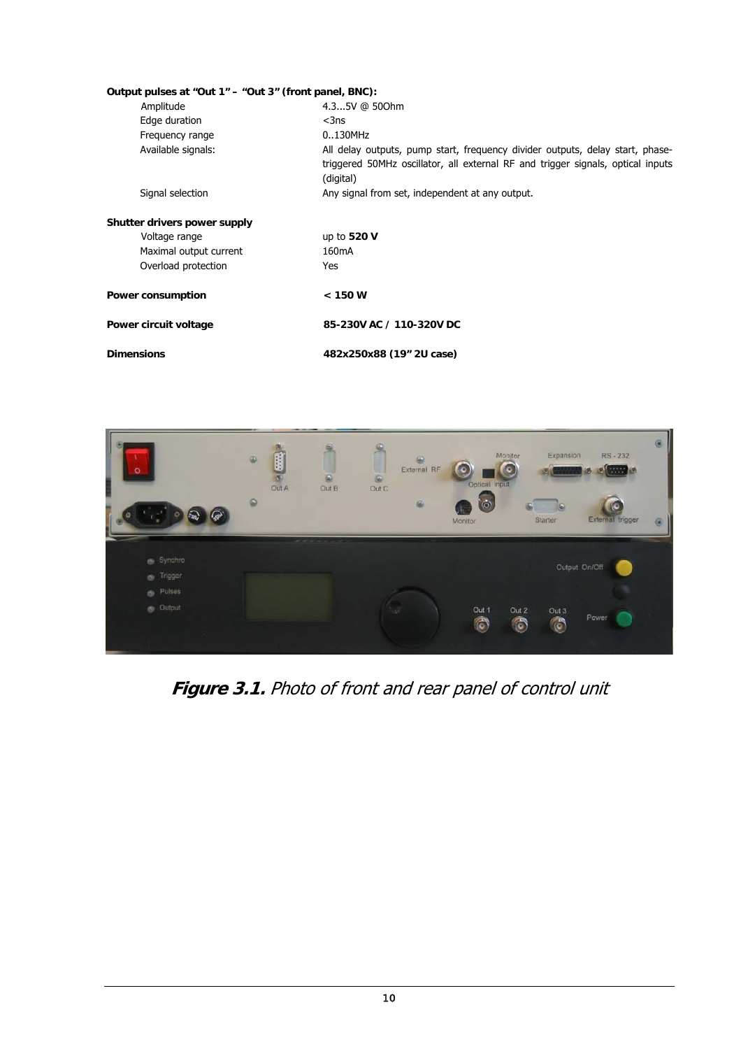**Output pulses at "Out 1" – "Out 3" (front panel, BNC):**

| | |
|---|---|
| Amplitude | 4.3...5V @ 50Ohm |
| Edge duration | <3ns |
| Frequency range | 0..130MHz |
| Available signals: | All delay outputs, pump start, frequency divider outputs, delay start, phase-triggered 50MHz oscillator, all external RF and trigger signals, optical inputs (digital) |
| Signal selection | Any signal from set, independent at any output. |

**Shutter drivers power supply**

| | |
|---|---|
| Voltage range | up to **520 V** |
| Maximal output current | 160mA |
| Overload protection | Yes |

**Power consumption** **< 150 W**

**Power circuit voltage** **85-230V AC / 110-320V DC**

**Dimensions** **482x250x88 (19" 2U case)**

***Figure 3.1.*** *Photo of front and rear panel of control unit*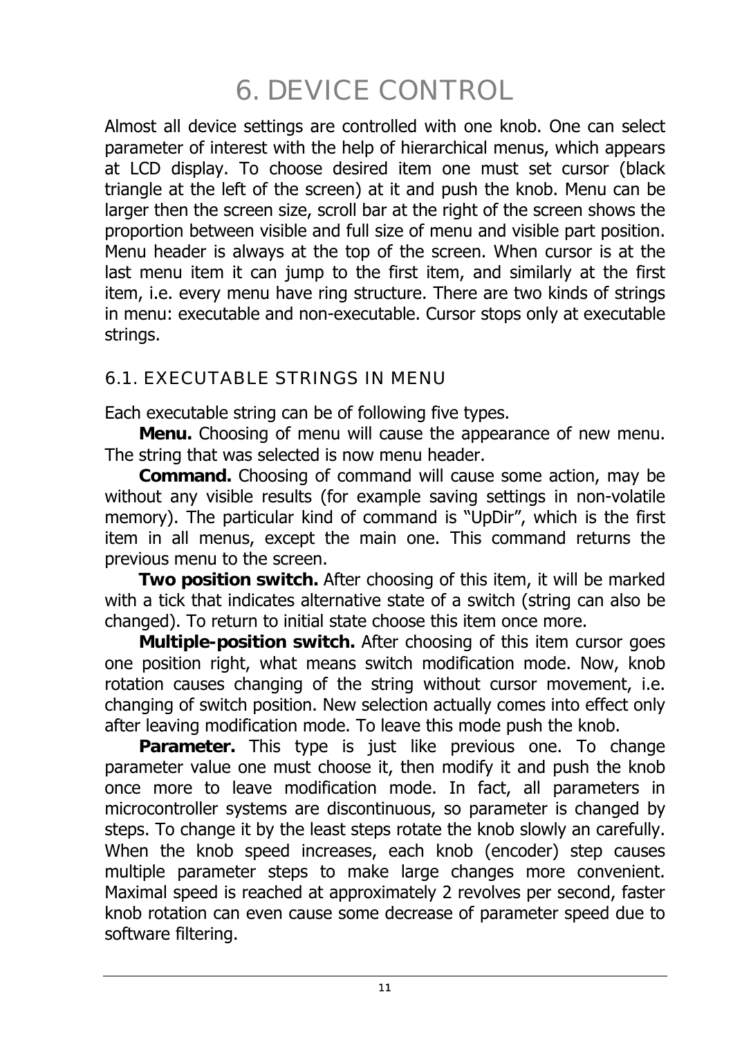# 6. DEVICE CONTROL

Almost all device settings are controlled with one knob. One can select parameter of interest with the help of hierarchical menus, which appears at LCD display. To choose desired item one must set cursor (black triangle at the left of the screen) at it and push the knob. Menu can be larger then the screen size, scroll bar at the right of the screen shows the proportion between visible and full size of menu and visible part position. Menu header is always at the top of the screen. When cursor is at the last menu item it can jump to the first item, and similarly at the first item, i.e. every menu have ring structure. There are two kinds of strings in menu: executable and non-executable. Cursor stops only at executable strings.

## 6.1. EXECUTABLE STRINGS IN MENU

Each executable string can be of following five types.

**Menu.** Choosing of menu will cause the appearance of new menu. The string that was selected is now menu header.

**Command.** Choosing of command will cause some action, may be without any visible results (for example saving settings in non-volatile memory). The particular kind of command is "UpDir", which is the first item in all menus, except the main one. This command returns the previous menu to the screen.

**Two position switch.** After choosing of this item, it will be marked with a tick that indicates alternative state of a switch (string can also be changed). To return to initial state choose this item once more.

**Multiple-position switch.** After choosing of this item cursor goes one position right, what means switch modification mode. Now, knob rotation causes changing of the string without cursor movement, i.e. changing of switch position. New selection actually comes into effect only after leaving modification mode. To leave this mode push the knob.

**Parameter.** This type is just like previous one. To change parameter value one must choose it, then modify it and push the knob once more to leave modification mode. In fact, all parameters in microcontroller systems are discontinuous, so parameter is changed by steps. To change it by the least steps rotate the knob slowly an carefully. When the knob speed increases, each knob (encoder) step causes multiple parameter steps to make large changes more convenient. Maximal speed is reached at approximately 2 revolves per second, faster knob rotation can even cause some decrease of parameter speed due to software filtering.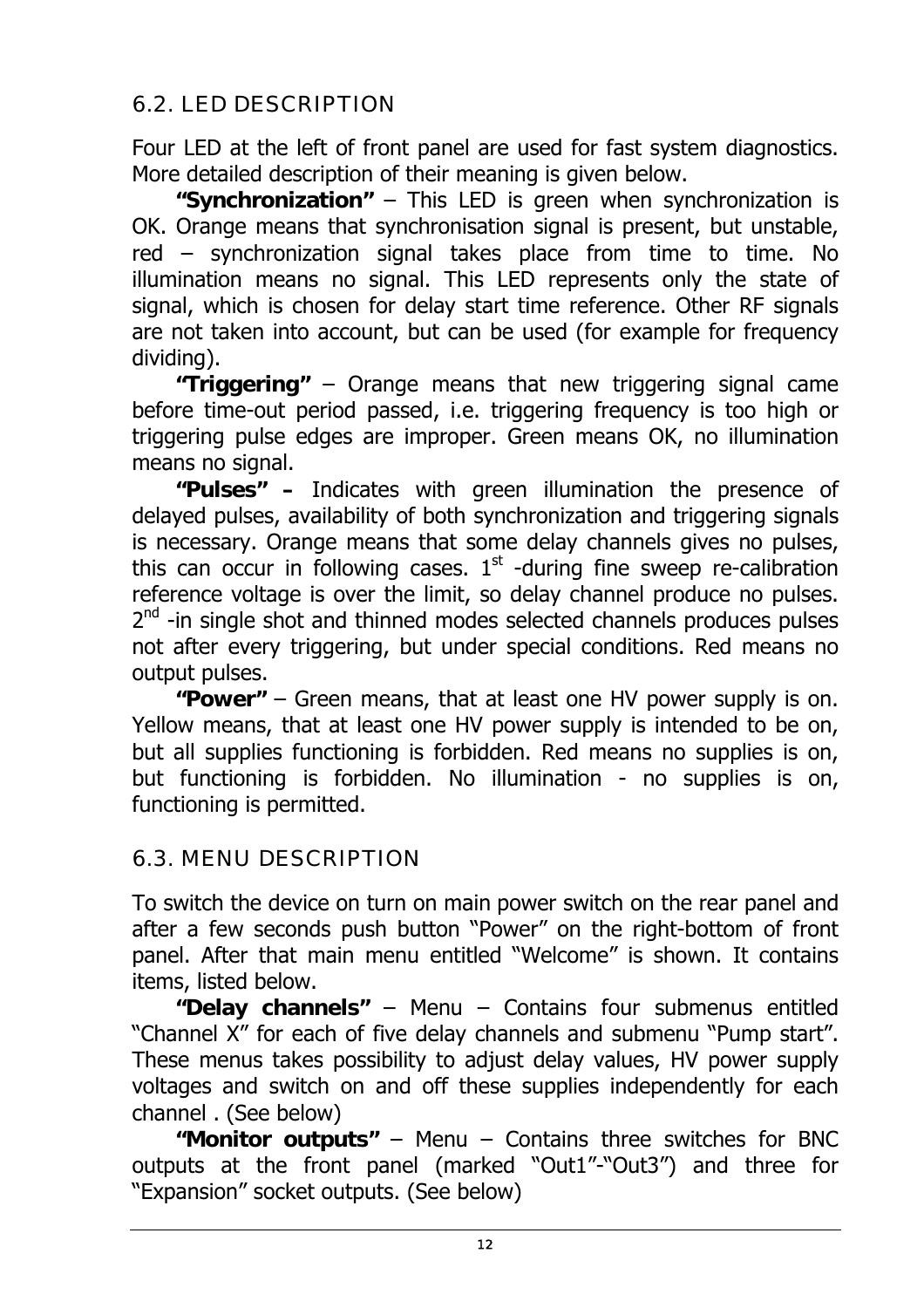## 6.2. LED DESCRIPTION

Four LED at the left of front panel are used for fast system diagnostics. More detailed description of their meaning is given below.

**"Synchronization"** – This LED is green when synchronization is OK. Orange means that synchronisation signal is present, but unstable, red – synchronization signal takes place from time to time. No illumination means no signal. This LED represents only the state of signal, which is chosen for delay start time reference. Other RF signals are not taken into account, but can be used (for example for frequency dividing).

**"Triggering"** – Orange means that new triggering signal came before time-out period passed, i.e. triggering frequency is too high or triggering pulse edges are improper. Green means OK, no illumination means no signal.

**"Pulses" –** Indicates with green illumination the presence of delayed pulses, availability of both synchronization and triggering signals is necessary. Orange means that some delay channels gives no pulses, this can occur in following cases. 1st -during fine sweep re-calibration reference voltage is over the limit, so delay channel produce no pulses. 2nd -in single shot and thinned modes selected channels produces pulses not after every triggering, but under special conditions. Red means no output pulses.

**"Power"** – Green means, that at least one HV power supply is on. Yellow means, that at least one HV power supply is intended to be on, but all supplies functioning is forbidden. Red means no supplies is on, but functioning is forbidden. No illumination - no supplies is on, functioning is permitted.

## 6.3. MENU DESCRIPTION

To switch the device on turn on main power switch on the rear panel and after a few seconds push button "Power" on the right-bottom of front panel. After that main menu entitled "Welcome" is shown. It contains items, listed below.

**"Delay channels"** – Menu – Contains four submenus entitled "Channel X" for each of five delay channels and submenu "Pump start". These menus takes possibility to adjust delay values, HV power supply voltages and switch on and off these supplies independently for each channel . (See below)

**"Monitor outputs"** – Menu – Contains three switches for BNC outputs at the front panel (marked "Out1"-"Out3") and three for "Expansion" socket outputs. (See below)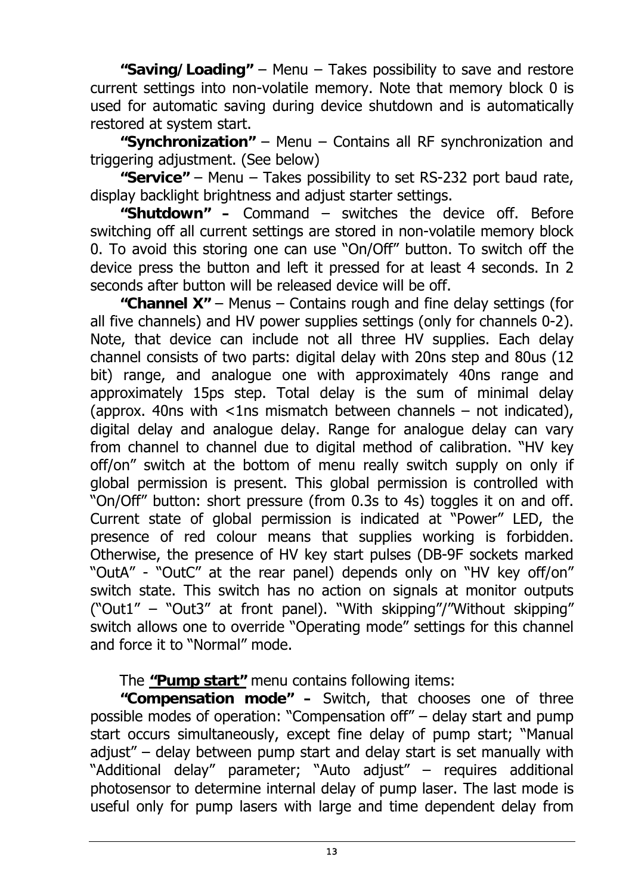**“Saving/Loading”** – Menu – Takes possibility to save and restore current settings into non-volatile memory. Note that memory block 0 is used for automatic saving during device shutdown and is automatically restored at system start.

**“Synchronization”** – Menu – Contains all RF synchronization and triggering adjustment. (See below)

**“Service”** – Menu – Takes possibility to set RS-232 port baud rate, display backlight brightness and adjust starter settings.

**“Shutdown” -** Command – switches the device off. Before switching off all current settings are stored in non-volatile memory block 0. To avoid this storing one can use “On/Off” button. To switch off the device press the button and left it pressed for at least 4 seconds. In 2 seconds after button will be released device will be off.

**“Channel X”** – Menus – Contains rough and fine delay settings (for all five channels) and HV power supplies settings (only for channels 0-2). Note, that device can include not all three HV supplies. Each delay channel consists of two parts: digital delay with 20ns step and 80us (12 bit) range, and analogue one with approximately 40ns range and approximately 15ps step. Total delay is the sum of minimal delay (approx. 40ns with <1ns mismatch between channels – not indicated), digital delay and analogue delay. Range for analogue delay can vary from channel to channel due to digital method of calibration. “HV key off/on” switch at the bottom of menu really switch supply on only if global permission is present. This global permission is controlled with “On/Off” button: short pressure (from 0.3s to 4s) toggles it on and off. Current state of global permission is indicated at “Power” LED, the presence of red colour means that supplies working is forbidden. Otherwise, the presence of HV key start pulses (DB-9F sockets marked “OutA” - “OutC” at the rear panel) depends only on “HV key off/on” switch state. This switch has no action on signals at monitor outputs (“Out1” – “Out3” at front panel). “With skipping”/”Without skipping” switch allows one to override “Operating mode” settings for this channel and force it to “Normal” mode.

The **“Pump start”** menu contains following items:

**“Compensation mode” -** Switch, that chooses one of three possible modes of operation: “Compensation off” – delay start and pump start occurs simultaneously, except fine delay of pump start; “Manual adjust” – delay between pump start and delay start is set manually with “Additional delay” parameter; “Auto adjust” – requires additional photosensor to determine internal delay of pump laser. The last mode is useful only for pump lasers with large and time dependent delay from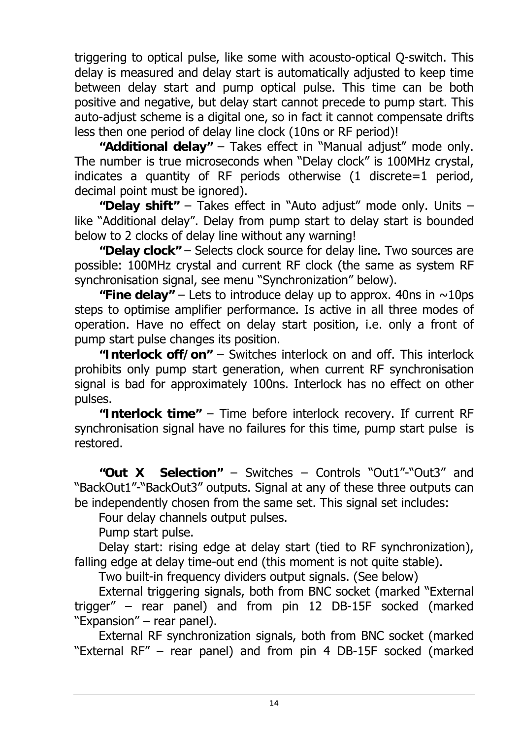triggering to optical pulse, like some with acousto-optical Q-switch. This delay is measured and delay start is automatically adjusted to keep time between delay start and pump optical pulse. This time can be both positive and negative, but delay start cannot precede to pump start. This auto-adjust scheme is a digital one, so in fact it cannot compensate drifts less then one period of delay line clock (10ns or RF period)!

**"Additional delay"** – Takes effect in "Manual adjust" mode only. The number is true microseconds when "Delay clock" is 100MHz crystal, indicates a quantity of RF periods otherwise (1 discrete=1 period, decimal point must be ignored).

**"Delay shift"** – Takes effect in "Auto adjust" mode only. Units – like "Additional delay". Delay from pump start to delay start is bounded below to 2 clocks of delay line without any warning!

**"Delay clock"** – Selects clock source for delay line. Two sources are possible: 100MHz crystal and current RF clock (the same as system RF synchronisation signal, see menu "Synchronization" below).

**"Fine delay"** – Lets to introduce delay up to approx. 40ns in ~10ps steps to optimise amplifier performance. Is active in all three modes of operation. Have no effect on delay start position, i.e. only a front of pump start pulse changes its position.

**"Interlock off/on"** – Switches interlock on and off. This interlock prohibits only pump start generation, when current RF synchronisation signal is bad for approximately 100ns. Interlock has no effect on other pulses.

**"Interlock time"** – Time before interlock recovery. If current RF synchronisation signal have no failures for this time, pump start pulse is restored.

**"Out X Selection"** – Switches – Controls "Out1"-"Out3" and "BackOut1"-"BackOut3" outputs. Signal at any of these three outputs can be independently chosen from the same set. This signal set includes:

Four delay channels output pulses.

Pump start pulse.

Delay start: rising edge at delay start (tied to RF synchronization), falling edge at delay time-out end (this moment is not quite stable).

Two built-in frequency dividers output signals. (See below)

External triggering signals, both from BNC socket (marked "External trigger" – rear panel) and from pin 12 DB-15F socked (marked "Expansion" – rear panel).

External RF synchronization signals, both from BNC socket (marked "External RF" – rear panel) and from pin 4 DB-15F socked (marked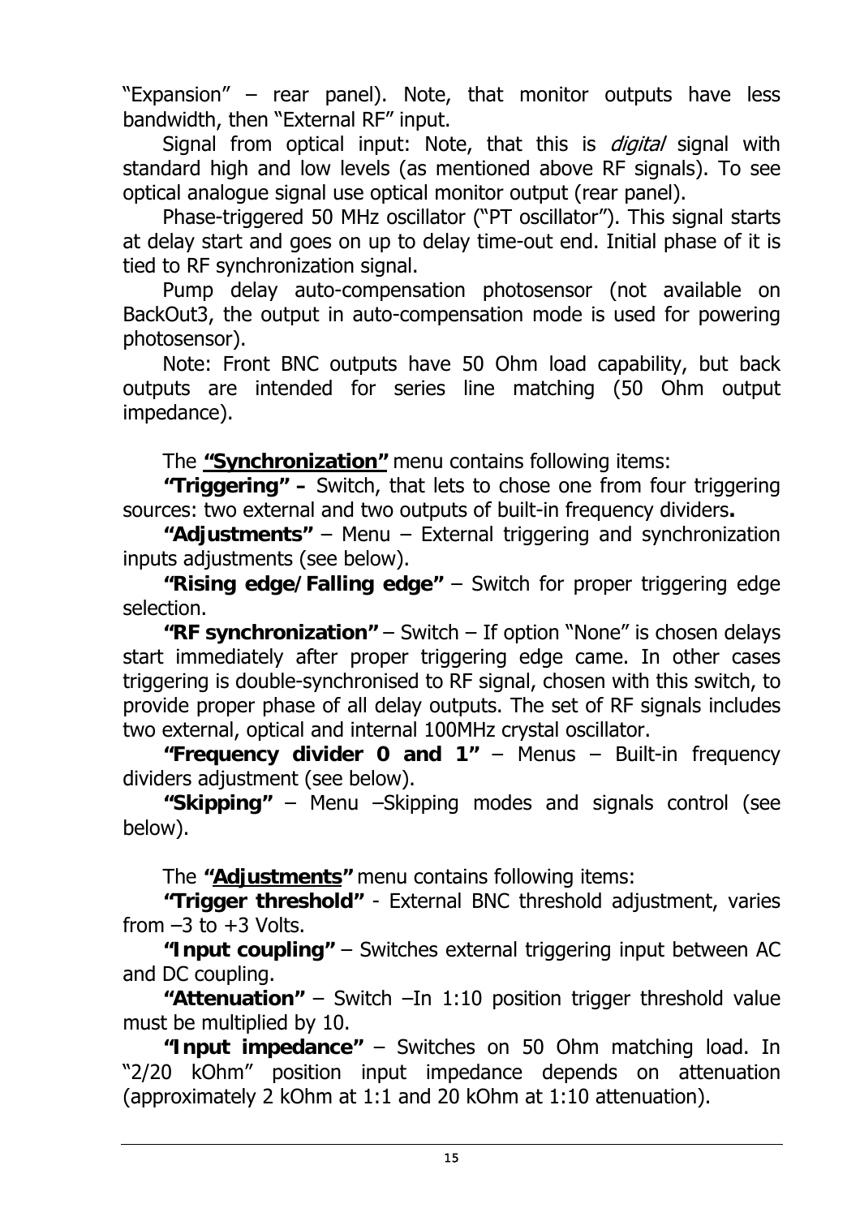"Expansion" – rear panel). Note, that monitor outputs have less bandwidth, then "External RF" input.

Signal from optical input: Note, that this is *digital* signal with standard high and low levels (as mentioned above RF signals). To see optical analogue signal use optical monitor output (rear panel).

Phase-triggered 50 MHz oscillator ("PT oscillator"). This signal starts at delay start and goes on up to delay time-out end. Initial phase of it is tied to RF synchronization signal.

Pump delay auto-compensation photosensor (not available on BackOut3, the output in auto-compensation mode is used for powering photosensor).

Note: Front BNC outputs have 50 Ohm load capability, but back outputs are intended for series line matching (50 Ohm output impedance).

The **<u>"Synchronization"</u>** menu contains following items:

**"Triggering" –** Switch, that lets to chose one from four triggering sources: two external and two outputs of built-in frequency dividers**.**

**"Adjustments"** – Menu – External triggering and synchronization inputs adjustments (see below).

**"Rising edge/Falling edge"** – Switch for proper triggering edge selection.

**"RF synchronization"** – Switch – If option "None" is chosen delays start immediately after proper triggering edge came. In other cases triggering is double-synchronised to RF signal, chosen with this switch, to provide proper phase of all delay outputs. The set of RF signals includes two external, optical and internal 100MHz crystal oscillator.

**"Frequency divider 0 and 1"** – Menus – Built-in frequency dividers adjustment (see below).

**"Skipping"** – Menu –Skipping modes and signals control (see below).

The **<u>"Adjustments"</u>** menu contains following items:

**"Trigger threshold"** - External BNC threshold adjustment, varies from –3 to +3 Volts.

**"Input coupling"** – Switches external triggering input between AC and DC coupling.

**"Attenuation"** – Switch –In 1:10 position trigger threshold value must be multiplied by 10.

**"Input impedance"** – Switches on 50 Ohm matching load. In "2/20 kOhm" position input impedance depends on attenuation (approximately 2 kOhm at 1:1 and 20 kOhm at 1:10 attenuation).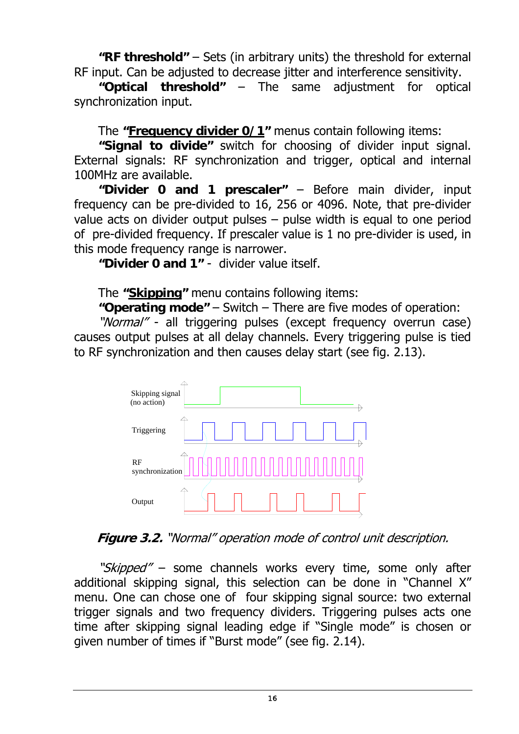**"RF threshold"** – Sets (in arbitrary units) the threshold for external RF input. Can be adjusted to decrease jitter and interference sensitivity.

**"Optical threshold"** – The same adjustment for optical synchronization input.

The **"<u>Frequency divider 0/1</u>"** menus contain following items:

**"Signal to divide"** switch for choosing of divider input signal. External signals: RF synchronization and trigger, optical and internal 100MHz are available.

**"Divider 0 and 1 prescaler"** – Before main divider, input frequency can be pre-divided to 16, 256 or 4096. Note, that pre-divider value acts on divider output pulses – pulse width is equal to one period of pre-divided frequency. If prescaler value is 1 no pre-divider is used, in this mode frequency range is narrower.

**"Divider 0 and 1"** - divider value itself.

The **"<u>Skipping</u>"** menu contains following items:

**"Operating mode"** – Switch – There are five modes of operation:

*"Normal"* - all triggering pulses (except frequency overrun case) causes output pulses at all delay channels. Every triggering pulse is tied to RF synchronization and then causes delay start (see fig. 2.13).

***Figure 3.2.*** *"Normal" operation mode of control unit description.*

*"Skipped"* – some channels works every time, some only after additional skipping signal, this selection can be done in "Channel X" menu. One can chose one of four skipping signal source: two external trigger signals and two frequency dividers. Triggering pulses acts one time after skipping signal leading edge if "Single mode" is chosen or given number of times if "Burst mode" (see fig. 2.14).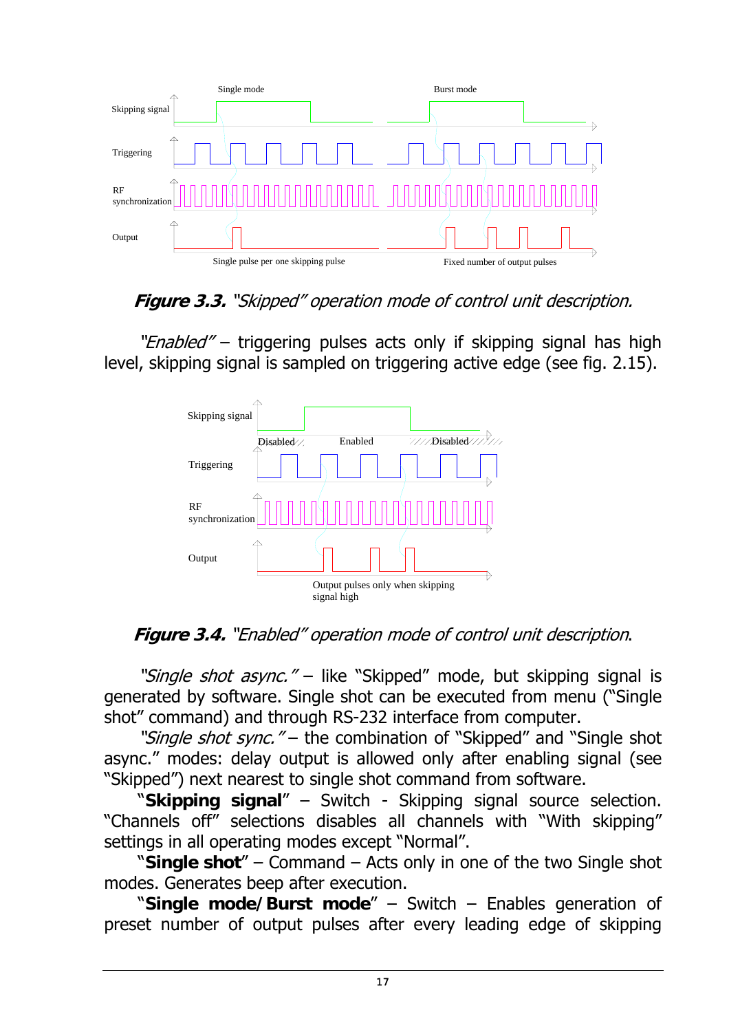*Figure 3.3. "Skipped" operation mode of control unit description.*

*"Enabled"* – triggering pulses acts only if skipping signal has high level, skipping signal is sampled on triggering active edge (see fig. 2.15).

*Figure 3.4. "Enabled" operation mode of control unit description.*

*"Single shot async."* – like "Skipped" mode, but skipping signal is generated by software. Single shot can be executed from menu ("Single shot" command) and through RS-232 interface from computer.

*"Single shot sync."* – the combination of "Skipped" and "Single shot async." modes: delay output is allowed only after enabling signal (see "Skipped") next nearest to single shot command from software.

"**Skipping signal**" – Switch - Skipping signal source selection. "Channels off" selections disables all channels with "With skipping" settings in all operating modes except "Normal".

"**Single shot**" – Command – Acts only in one of the two Single shot modes. Generates beep after execution.

"**Single mode/Burst mode**" – Switch – Enables generation of preset number of output pulses after every leading edge of skipping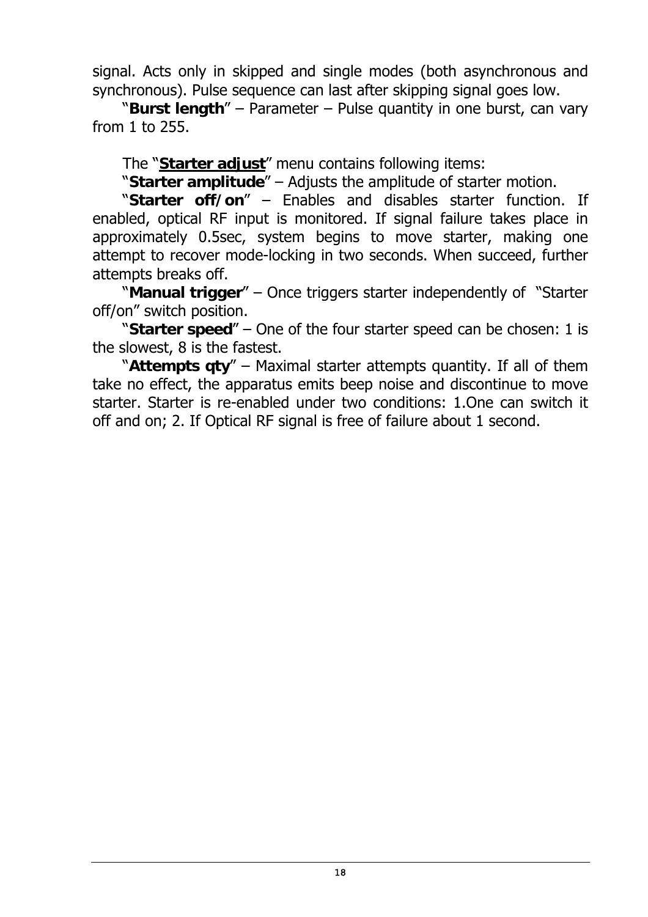signal. Acts only in skipped and single modes (both asynchronous and synchronous). Pulse sequence can last after skipping signal goes low.

"**Burst length**" – Parameter – Pulse quantity in one burst, can vary from 1 to 255.

The "**Starter adjust**" menu contains following items:

"**Starter amplitude**" – Adjusts the amplitude of starter motion.

"**Starter off/on**" – Enables and disables starter function. If enabled, optical RF input is monitored. If signal failure takes place in approximately 0.5sec, system begins to move starter, making one attempt to recover mode-locking in two seconds. When succeed, further attempts breaks off.

"**Manual trigger**" – Once triggers starter independently of "Starter off/on" switch position.

"**Starter speed**" – One of the four starter speed can be chosen: 1 is the slowest, 8 is the fastest.

"**Attempts qty**" – Maximal starter attempts quantity. If all of them take no effect, the apparatus emits beep noise and discontinue to move starter. Starter is re-enabled under two conditions: 1.One can switch it off and on; 2. If Optical RF signal is free of failure about 1 second.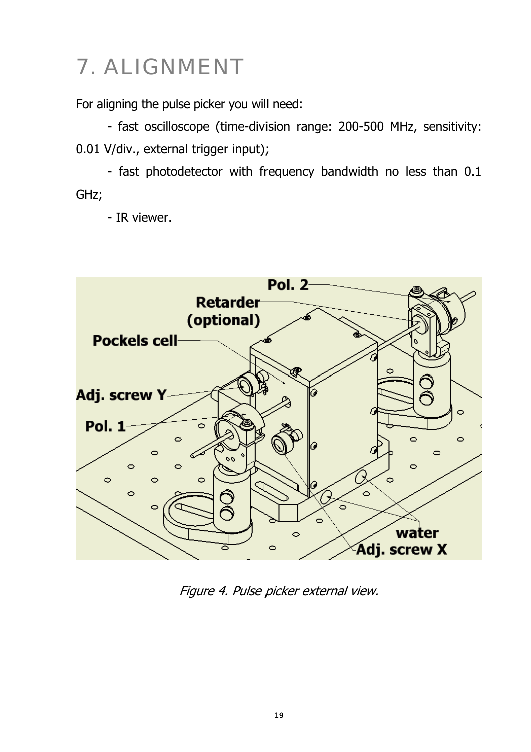# 7. ALIGNMENT

For aligning the pulse picker you will need:

- fast oscilloscope (time-division range: 200-500 MHz, sensitivity: 0.01 V/div., external trigger input);
- fast photodetector with frequency bandwidth no less than 0.1 GHz;
- IR viewer.

*Figure 4. Pulse picker external view.*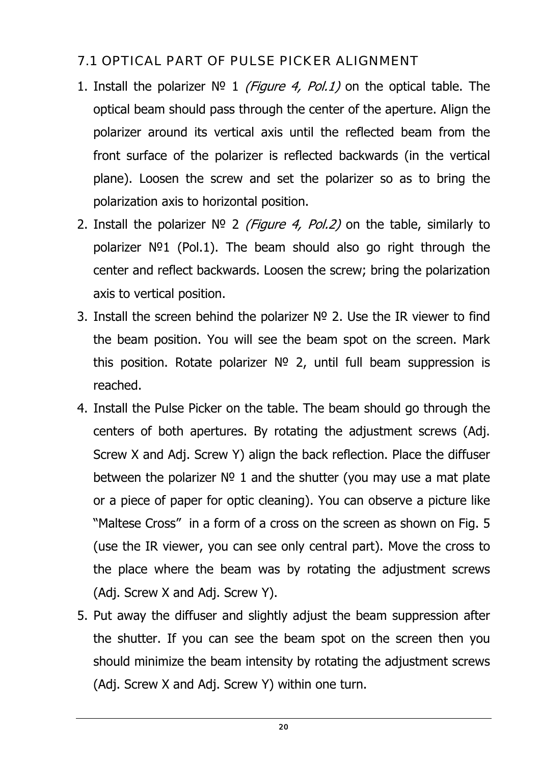## 7.1 OPTICAL PART OF PULSE PICKER ALIGNMENT

1. Install the polarizer № 1 *(Figure 4, Pol.1)* on the optical table. The optical beam should pass through the center of the aperture. Align the polarizer around its vertical axis until the reflected beam from the front surface of the polarizer is reflected backwards (in the vertical plane). Loosen the screw and set the polarizer so as to bring the polarization axis to horizontal position.
2. Install the polarizer № 2 *(Figure 4, Pol.2)* on the table, similarly to polarizer №1 (Pol.1). The beam should also go right through the center and reflect backwards. Loosen the screw; bring the polarization axis to vertical position.
3. Install the screen behind the polarizer № 2. Use the IR viewer to find the beam position. You will see the beam spot on the screen. Mark this position. Rotate polarizer № 2, until full beam suppression is reached.
4. Install the Pulse Picker on the table. The beam should go through the centers of both apertures. By rotating the adjustment screws (Adj. Screw X and Adj. Screw Y) align the back reflection. Place the diffuser between the polarizer № 1 and the shutter (you may use a mat plate or a piece of paper for optic cleaning). You can observe a picture like "Maltese Cross" in a form of a cross on the screen as shown on Fig. 5 (use the IR viewer, you can see only central part). Move the cross to the place where the beam was by rotating the adjustment screws (Adj. Screw X and Adj. Screw Y).
5. Put away the diffuser and slightly adjust the beam suppression after the shutter. If you can see the beam spot on the screen then you should minimize the beam intensity by rotating the adjustment screws (Adj. Screw X and Adj. Screw Y) within one turn.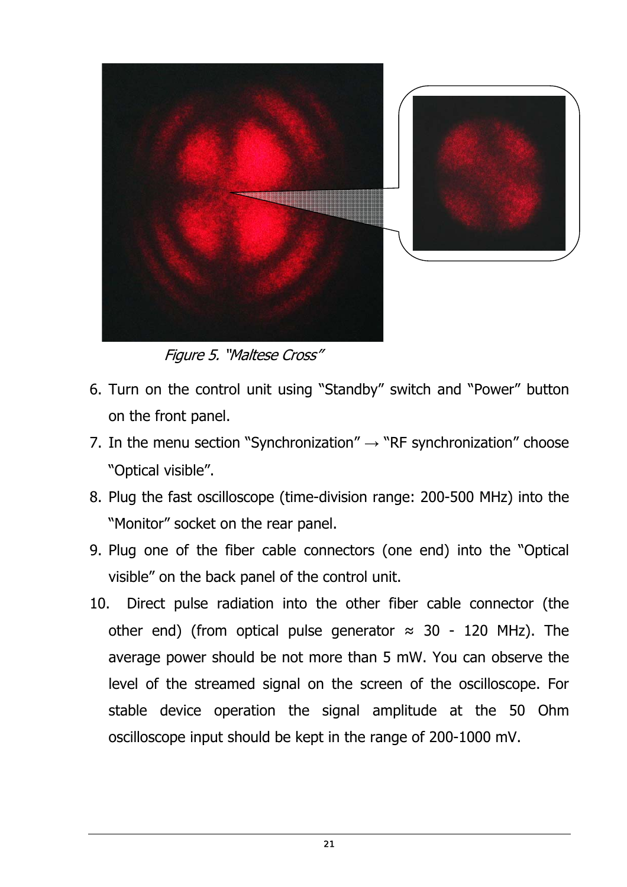*Figure 5. "Maltese Cross"*

6. Turn on the control unit using "Standby" switch and "Power" button on the front panel.
7. In the menu section "Synchronization" → "RF synchronization" choose "Optical visible".
8. Plug the fast oscilloscope (time-division range: 200-500 MHz) into the "Monitor" socket on the rear panel.
9. Plug one of the fiber cable connectors (one end) into the "Optical visible" on the back panel of the control unit.
10. Direct pulse radiation into the other fiber cable connector (the other end) (from optical pulse generator ≈ 30 - 120 MHz). The average power should be not more than 5 mW. You can observe the level of the streamed signal on the screen of the oscilloscope. For stable device operation the signal amplitude at the 50 Ohm oscilloscope input should be kept in the range of 200-1000 mV.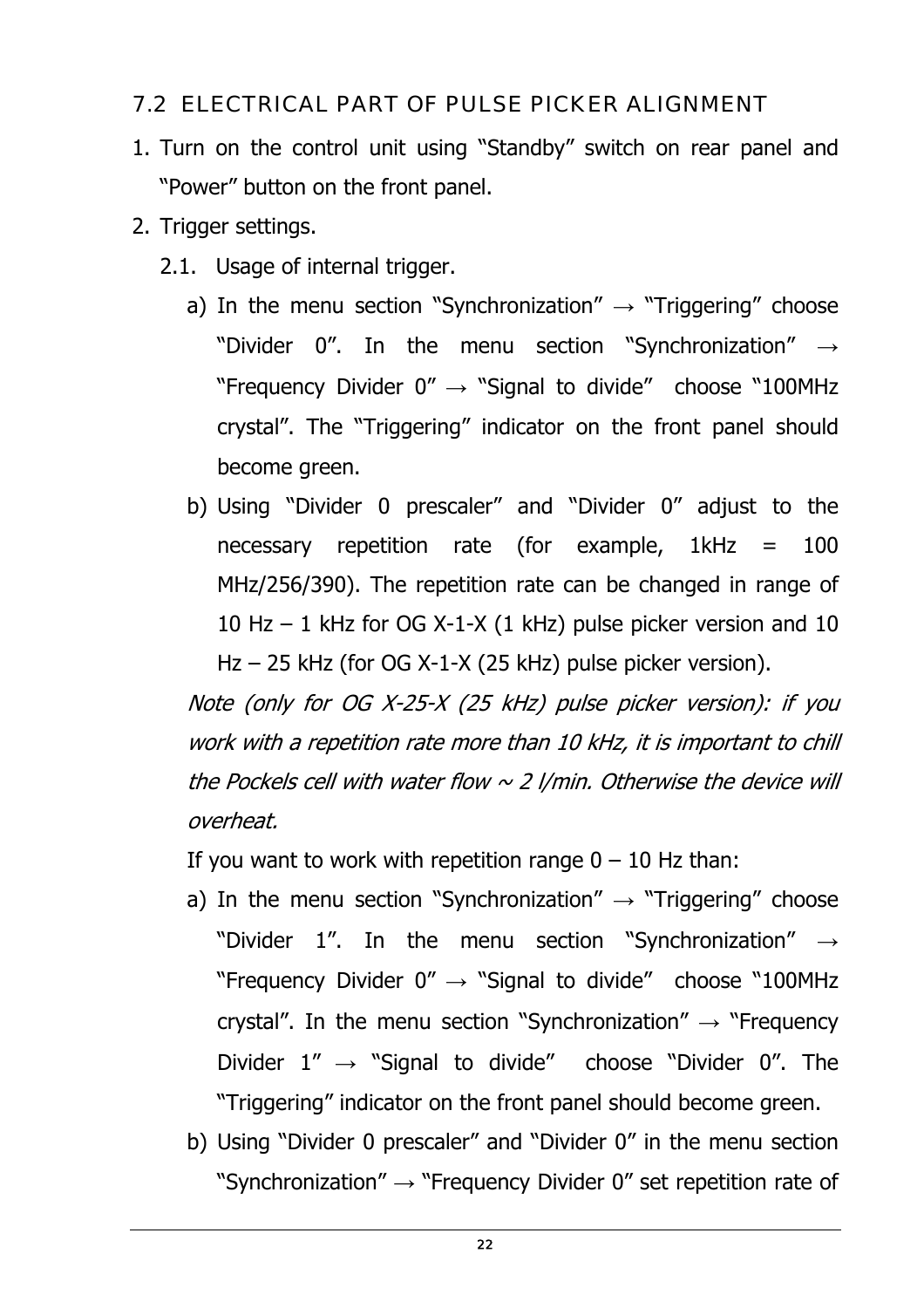## 7.2 ELECTRICAL PART OF PULSE PICKER ALIGNMENT

1. Turn on the control unit using "Standby" switch on rear panel and "Power" button on the front panel.
2. Trigger settings.

   2.1. Usage of internal trigger.

   a) In the menu section "Synchronization" → "Triggering" choose "Divider 0". In the menu section "Synchronization" → "Frequency Divider 0" → "Signal to divide" choose "100MHz crystal". The "Triggering" indicator on the front panel should become green.

   b) Using "Divider 0 prescaler" and "Divider 0" adjust to the necessary repetition rate (for example, 1kHz = 100 MHz/256/390). The repetition rate can be changed in range of 10 Hz – 1 kHz for OG X-1-X (1 kHz) pulse picker version and 10 Hz – 25 kHz (for OG X-1-X (25 kHz) pulse picker version).

   *Note (only for OG X-25-X (25 kHz) pulse picker version): if you work with a repetition rate more than 10 kHz, it is important to chill the Pockels cell with water flow ~ 2 l/min. Otherwise the device will overheat.*

   If you want to work with repetition range 0 – 10 Hz than:

   a) In the menu section "Synchronization" → "Triggering" choose "Divider 1". In the menu section "Synchronization" → "Frequency Divider 0" → "Signal to divide" choose "100MHz crystal". In the menu section "Synchronization" → "Frequency Divider 1" → "Signal to divide" choose "Divider 0". The "Triggering" indicator on the front panel should become green.

   b) Using "Divider 0 prescaler" and "Divider 0" in the menu section "Synchronization" → "Frequency Divider 0" set repetition rate of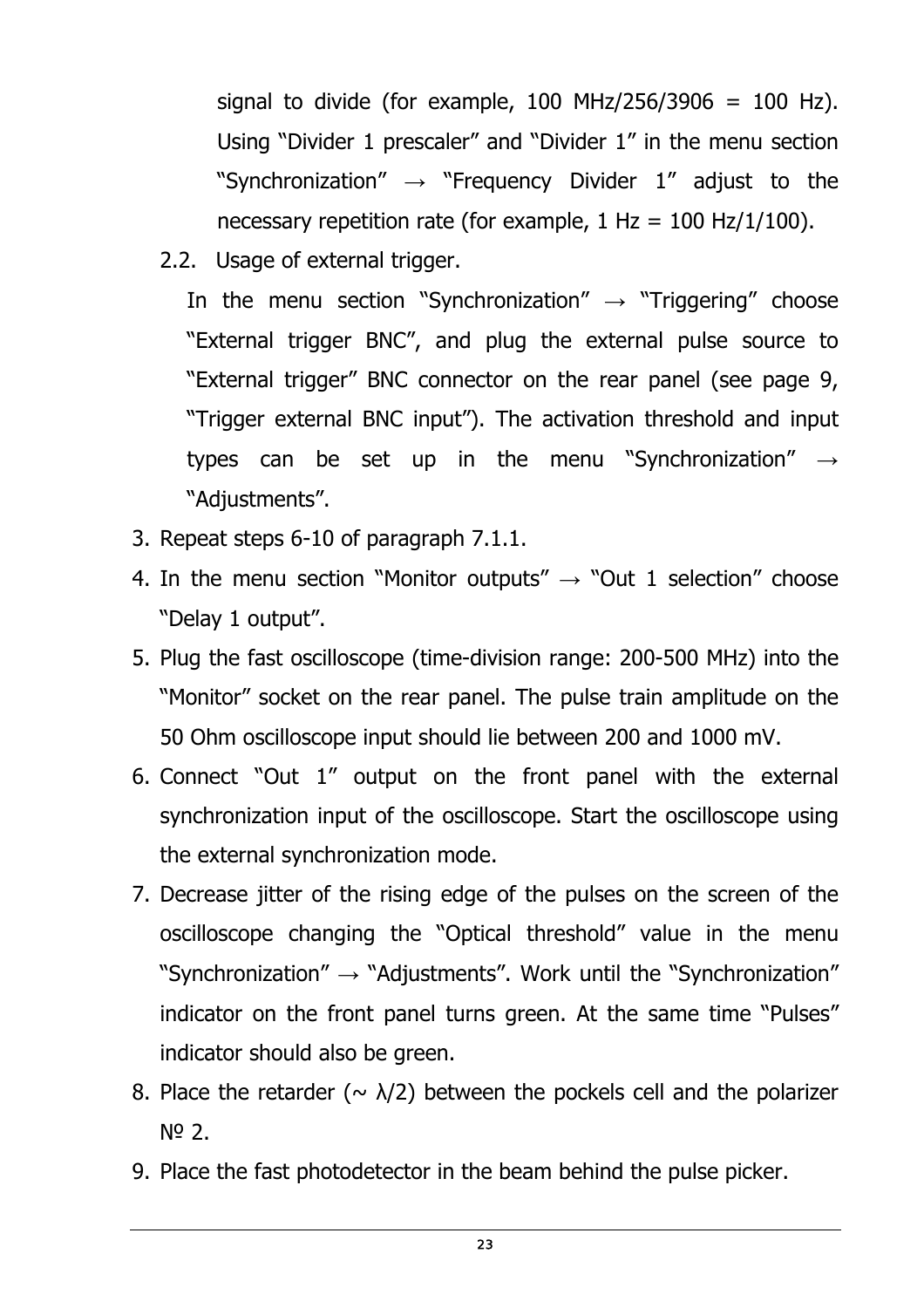signal to divide (for example, 100 MHz/256/3906 = 100 Hz). Using “Divider 1 prescaler” and “Divider 1” in the menu section “Synchronization” → “Frequency Divider 1” adjust to the necessary repetition rate (for example, 1 Hz = 100 Hz/1/100).

2.2. Usage of external trigger.

In the menu section “Synchronization” → “Triggering” choose “External trigger BNC”, and plug the external pulse source to “External trigger” BNC connector on the rear panel (see page 9, “Trigger external BNC input”). The activation threshold and input types can be set up in the menu “Synchronization” → “Adjustments”.

3. Repeat steps 6-10 of paragraph 7.1.1.
4. In the menu section “Monitor outputs” → “Out 1 selection” choose “Delay 1 output”.
5. Plug the fast oscilloscope (time-division range: 200-500 MHz) into the “Monitor” socket on the rear panel. The pulse train amplitude on the 50 Ohm oscilloscope input should lie between 200 and 1000 mV.
6. Connect “Out 1” output on the front panel with the external synchronization input of the oscilloscope. Start the oscilloscope using the external synchronization mode.
7. Decrease jitter of the rising edge of the pulses on the screen of the oscilloscope changing the “Optical threshold” value in the menu “Synchronization” → “Adjustments”. Work until the “Synchronization” indicator on the front panel turns green. At the same time “Pulses” indicator should also be green.
8. Place the retarder (~ λ/2) between the pockels cell and the polarizer № 2.
9. Place the fast photodetector in the beam behind the pulse picker.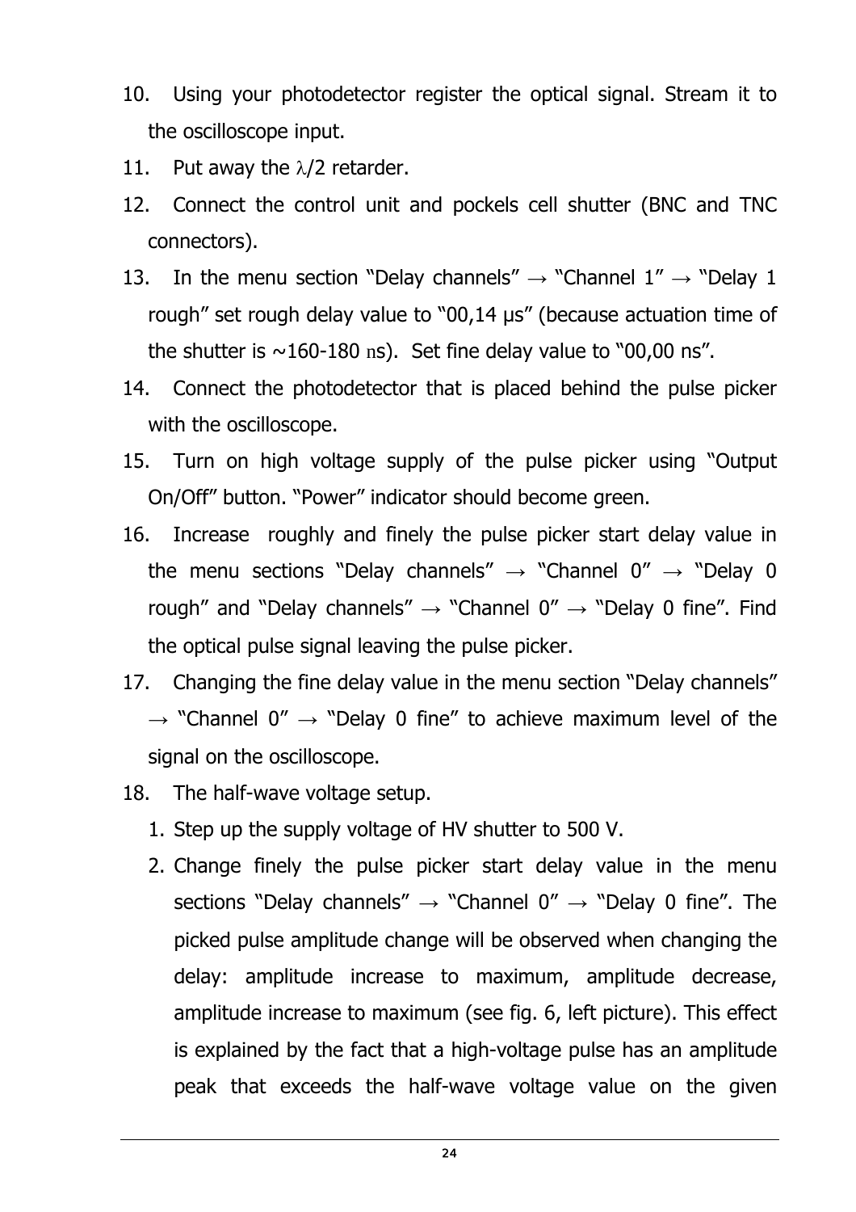10. Using your photodetector register the optical signal. Stream it to the oscilloscope input.
11. Put away the $\lambda/2$ retarder.
12. Connect the control unit and pockels cell shutter (BNC and TNC connectors).
13. In the menu section "Delay channels" → "Channel 1" → "Delay 1 rough" set rough delay value to "00,14 µs" (because actuation time of the shutter is ~160-180 ns). Set fine delay value to "00,00 ns".
14. Connect the photodetector that is placed behind the pulse picker with the oscilloscope.
15. Turn on high voltage supply of the pulse picker using "Output On/Off" button. "Power" indicator should become green.
16. Increase roughly and finely the pulse picker start delay value in the menu sections "Delay channels" → "Channel 0" → "Delay 0 rough" and "Delay channels" → "Channel 0" → "Delay 0 fine". Find the optical pulse signal leaving the pulse picker.
17. Changing the fine delay value in the menu section "Delay channels" → "Channel 0" → "Delay 0 fine" to achieve maximum level of the signal on the oscilloscope.
18. The half-wave voltage setup.
    1. Step up the supply voltage of HV shutter to 500 V.
    2. Change finely the pulse picker start delay value in the menu sections "Delay channels" → "Channel 0" → "Delay 0 fine". The picked pulse amplitude change will be observed when changing the delay: amplitude increase to maximum, amplitude decrease, amplitude increase to maximum (see fig. 6, left picture). This effect is explained by the fact that a high-voltage pulse has an amplitude peak that exceeds the half-wave voltage value on the given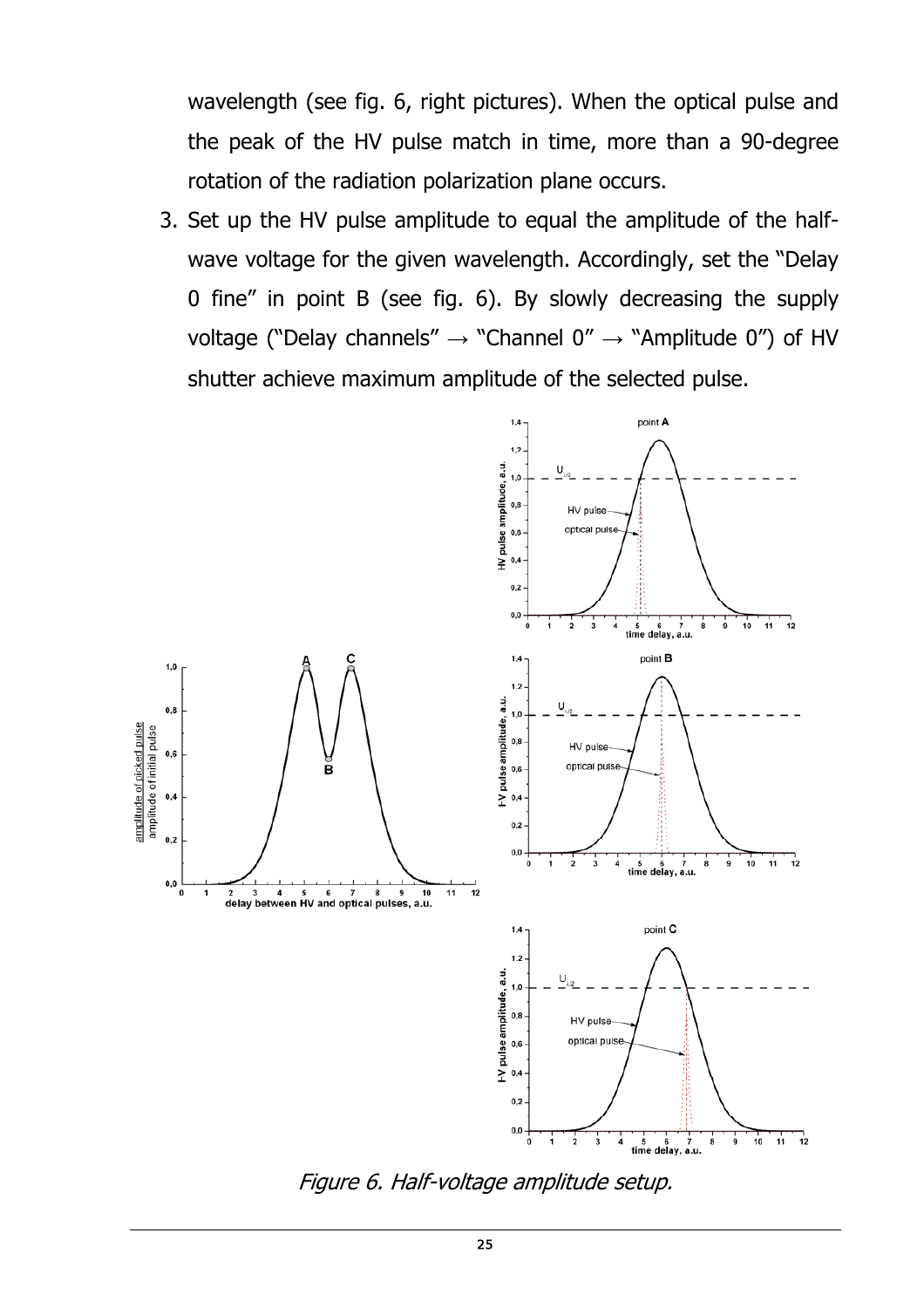wavelength (see fig. 6, right pictures). When the optical pulse and the peak of the HV pulse match in time, more than a 90-degree rotation of the radiation polarization plane occurs.

3. Set up the HV pulse amplitude to equal the amplitude of the half-wave voltage for the given wavelength. Accordingly, set the "Delay 0 fine" in point B (see fig. 6). By slowly decreasing the supply voltage ("Delay channels" → "Channel 0" → "Amplitude 0") of HV shutter achieve maximum amplitude of the selected pulse.

point A
point B
point C
$U_{\lambda/2}$
HV pulse
optical pulse
HV pulse amplitude, a.u.
time delay, a.u.
A
B
C
amplitude of picked pulse / amplitude of initial pulse
delay between HV and optical pulses, a.u.

*Figure 6. Half-voltage amplitude setup.*